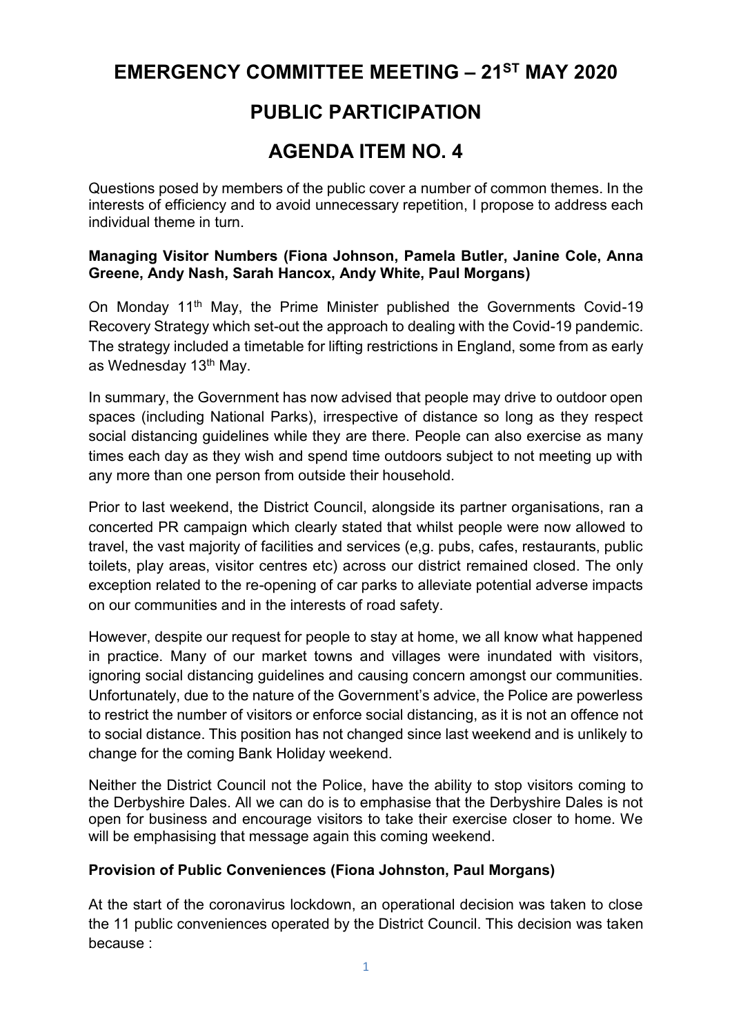# EMERGENCY COMMITTEE MEETING – 21ST MAY 2020

# PUBLIC PARTICIPATION

# AGENDA ITEM NO. 4

Questions posed by members of the public cover a number of common themes. In the interests of efficiency and to avoid unnecessary repetition, I propose to address each individual theme in turn.

**Managing Visitor Numbers (Fiona Johnson, Pamela Butler, Janine Cole, Anna Greene, Andy Nash, Sarah Hancox, Andy White, Paul Morgans)**

On Monday 11th May, the Prime Minister published the Governments Covid-19 Recovery Strategy which set-out the approach to dealing with the Covid-19 pandemic. The strategy included a timetable for lifting restrictions in England, some from as early as Wednesday 13th May.

In summary, the Government has now advised that people may drive to outdoor open spaces (including National Parks), irrespective of distance so long as they respect social distancing guidelines while they are there. People can also exercise as many times each day as they wish and spend time outdoors subject to not meeting up with any more than one person from outside their household.

Prior to last weekend, the District Council, alongside its partner organisations, ran a concerted PR campaign which clearly stated that whilst people were now allowed to travel, the vast majority of facilities and services (e,g. pubs, cafes, restaurants, public toilets, play areas, visitor centres etc) across our district remained closed. The only exception related to the re-opening of car parks to alleviate potential adverse impacts on our communities and in the interests of road safety.

However, despite our request for people to stay at home, we all know what happened in practice. Many of our market towns and villages were inundated with visitors, ignoring social distancing guidelines and causing concern amongst our communities. Unfortunately, due to the nature of the Government's advice, the Police are powerless to restrict the number of visitors or enforce social distancing, as it is not an offence not to social distance. This position has not changed since last weekend and is unlikely to change for the coming Bank Holiday weekend.

Neither the District Council not the Police, have the ability to stop visitors coming to the Derbyshire Dales. All we can do is to emphasise that the Derbyshire Dales is not open for business and encourage visitors to take their exercise closer to home. We will be emphasising that message again this coming weekend.

**Provision of Public Conveniences (Fiona Johnston, Paul Morgans)**

At the start of the coronavirus lockdown, an operational decision was taken to close the 11 public conveniences operated by the District Council. This decision was taken because :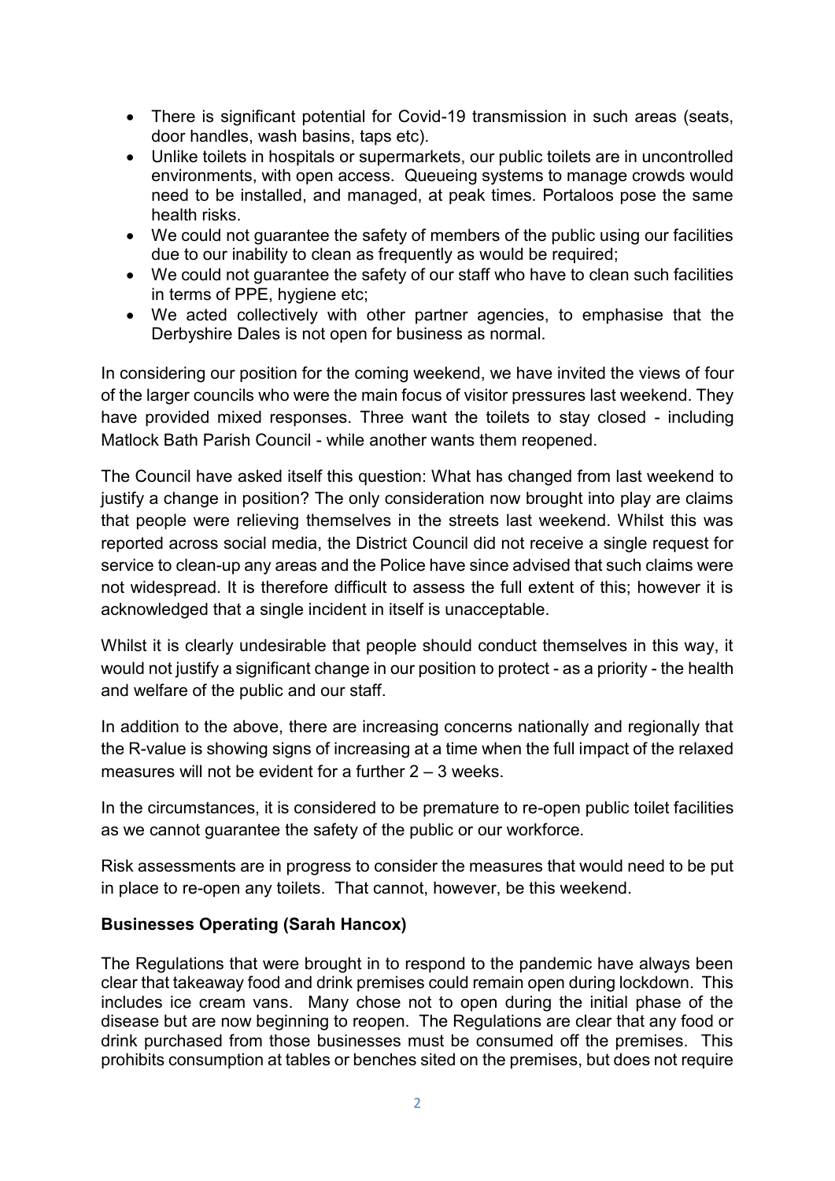- There is significant potential for Covid-19 transmission in such areas (seats, door handles, wash basins, taps etc).
- Unlike toilets in hospitals or supermarkets, our public toilets are in uncontrolled environments, with open access. Queueing systems to manage crowds would need to be installed, and managed, at peak times. Portaloos pose the same health risks.
- We could not guarantee the safety of members of the public using our facilities due to our inability to clean as frequently as would be required;
- We could not guarantee the safety of our staff who have to clean such facilities in terms of PPE, hygiene etc;
- We acted collectively with other partner agencies, to emphasise that the Derbyshire Dales is not open for business as normal.

In considering our position for the coming weekend, we have invited the views of four of the larger councils who were the main focus of visitor pressures last weekend. They have provided mixed responses. Three want the toilets to stay closed - including Matlock Bath Parish Council - while another wants them reopened.

The Council have asked itself this question: What has changed from last weekend to justify a change in position? The only consideration now brought into play are claims that people were relieving themselves in the streets last weekend. Whilst this was reported across social media, the District Council did not receive a single request for service to clean-up any areas and the Police have since advised that such claims were not widespread. It is therefore difficult to assess the full extent of this; however it is acknowledged that a single incident in itself is unacceptable.

Whilst it is clearly undesirable that people should conduct themselves in this way, it would not justify a significant change in our position to protect - as a priority - the health and welfare of the public and our staff.

In addition to the above, there are increasing concerns nationally and regionally that the R-value is showing signs of increasing at a time when the full impact of the relaxed measures will not be evident for a further 2 – 3 weeks.

In the circumstances, it is considered to be premature to re-open public toilet facilities as we cannot guarantee the safety of the public or our workforce.

Risk assessments are in progress to consider the measures that would need to be put in place to re-open any toilets. That cannot, however, be this weekend.

**Businesses Operating (Sarah Hancox)**

The Regulations that were brought in to respond to the pandemic have always been clear that takeaway food and drink premises could remain open during lockdown. This includes ice cream vans. Many chose not to open during the initial phase of the disease but are now beginning to reopen. The Regulations are clear that any food or drink purchased from those businesses must be consumed off the premises. This prohibits consumption at tables or benches sited on the premises, but does not require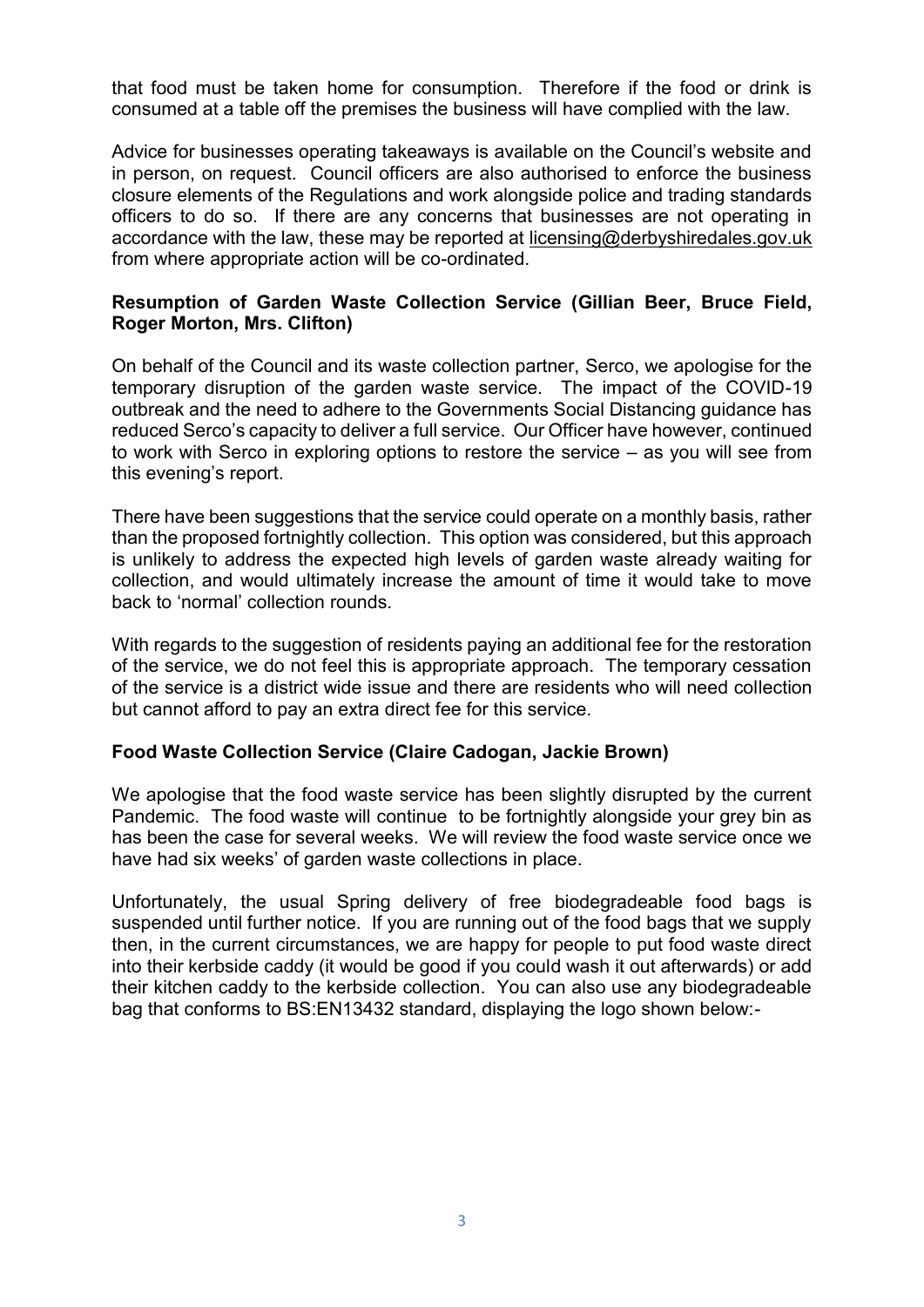that food must be taken home for consumption. Therefore if the food or drink is consumed at a table off the premises the business will have complied with the law.

Advice for businesses operating takeaways is available on the Council's website and in person, on request. Council officers are also authorised to enforce the business closure elements of the Regulations and work alongside police and trading standards officers to do so. If there are any concerns that businesses are not operating in accordance with the law, these may be reported at licensing@derbyshiredales.gov.uk from where appropriate action will be co-ordinated.

**Resumption of Garden Waste Collection Service (Gillian Beer, Bruce Field, Roger Morton, Mrs. Clifton)**

On behalf of the Council and its waste collection partner, Serco, we apologise for the temporary disruption of the garden waste service. The impact of the COVID-19 outbreak and the need to adhere to the Governments Social Distancing guidance has reduced Serco's capacity to deliver a full service. Our Officer have however, continued to work with Serco in exploring options to restore the service – as you will see from this evening's report.

There have been suggestions that the service could operate on a monthly basis, rather than the proposed fortnightly collection. This option was considered, but this approach is unlikely to address the expected high levels of garden waste already waiting for collection, and would ultimately increase the amount of time it would take to move back to 'normal' collection rounds.

With regards to the suggestion of residents paying an additional fee for the restoration of the service, we do not feel this is appropriate approach. The temporary cessation of the service is a district wide issue and there are residents who will need collection but cannot afford to pay an extra direct fee for this service.

**Food Waste Collection Service (Claire Cadogan, Jackie Brown)**

We apologise that the food waste service has been slightly disrupted by the current Pandemic. The food waste will continue to be fortnightly alongside your grey bin as has been the case for several weeks. We will review the food waste service once we have had six weeks' of garden waste collections in place.

Unfortunately, the usual Spring delivery of free biodegradeable food bags is suspended until further notice. If you are running out of the food bags that we supply then, in the current circumstances, we are happy for people to put food waste direct into their kerbside caddy (it would be good if you could wash it out afterwards) or add their kitchen caddy to the kerbside collection. You can also use any biodegradeable bag that conforms to BS:EN13432 standard, displaying the logo shown below:-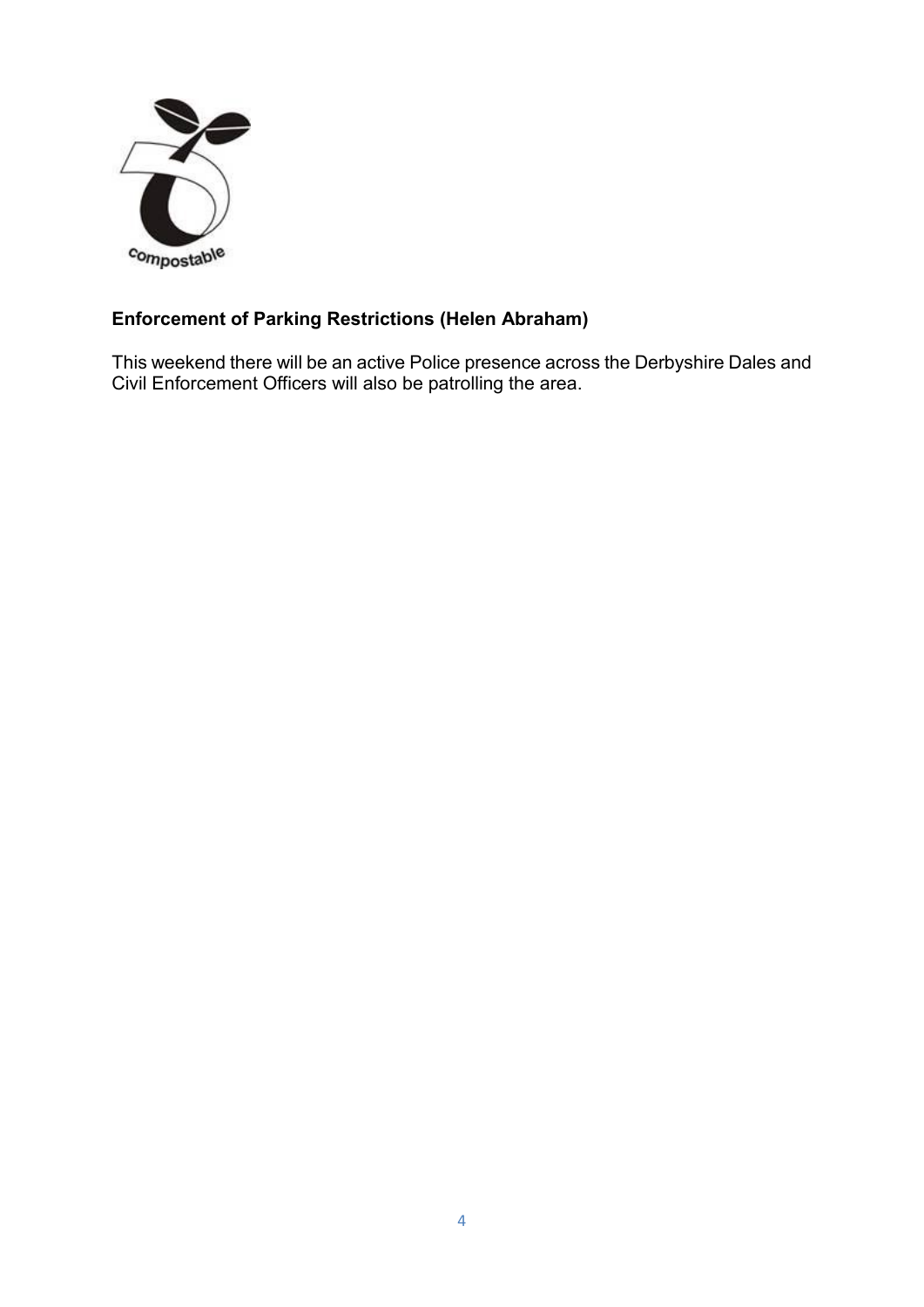**Enforcement of Parking Restrictions (Helen Abraham)**

This weekend there will be an active Police presence across the Derbyshire Dales and Civil Enforcement Officers will also be patrolling the area.